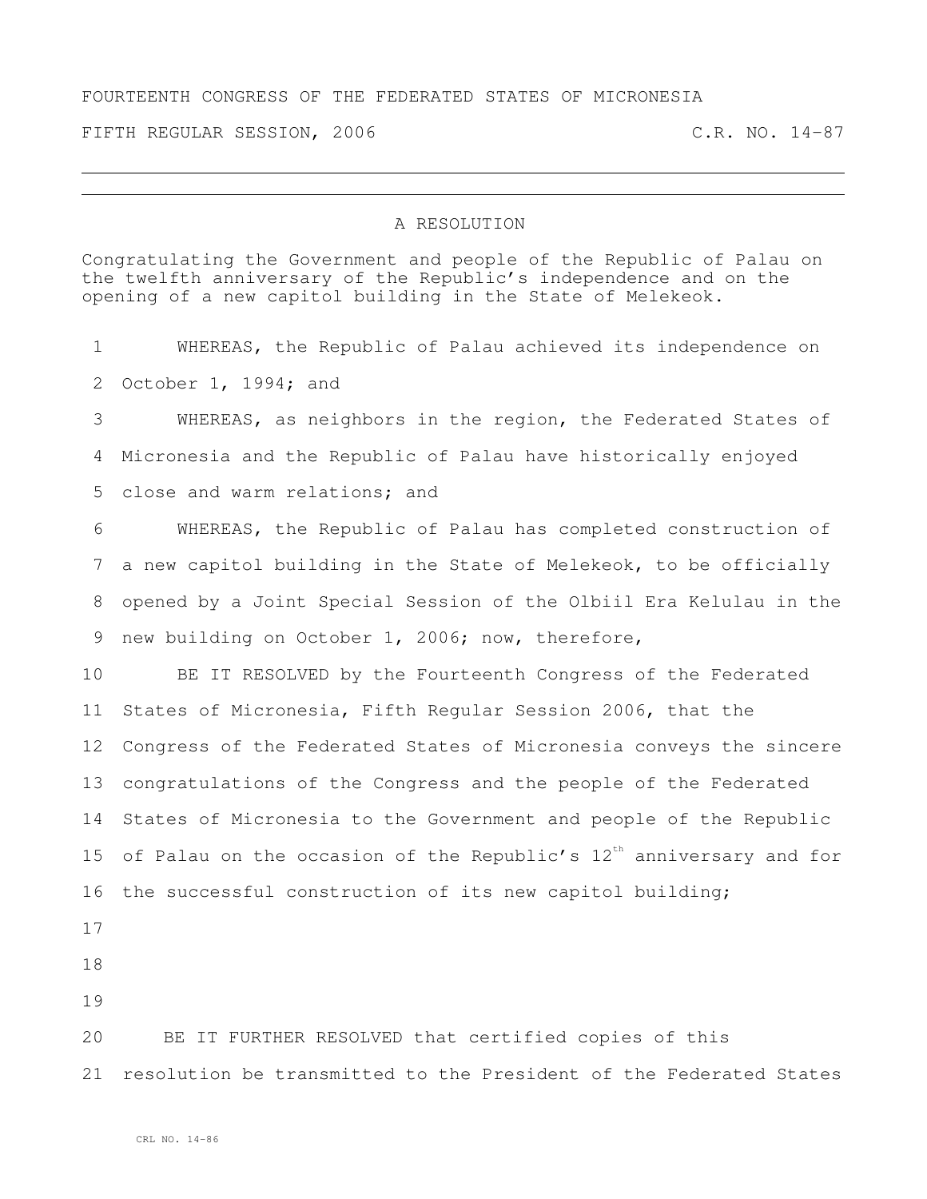FOURTEENTH CONGRESS OF THE FEDERATED STATES OF MICRONESIA

FIFTH REGULAR SESSION, 2006 C.R. NO. 14-87

# A RESOLUTION

Congratulating the Government and people of the Republic of Palau on the twelfth anniversary of the Republic's independence and on the opening of a new capitol building in the State of Melekeok.

1 WHEREAS, the Republic of Palau achieved its independence on
2 October 1, 1994; and

3 WHEREAS, as neighbors in the region, the Federated States of
4 Micronesia and the Republic of Palau have historically enjoyed
5 close and warm relations; and

6 WHEREAS, the Republic of Palau has completed construction of
7 a new capitol building in the State of Melekeok, to be officially
8 opened by a Joint Special Session of the Olbiil Era Kelulau in the
9 new building on October 1, 2006; now, therefore,

10 BE IT RESOLVED by the Fourteenth Congress of the Federated
11 States of Micronesia, Fifth Regular Session 2006, that the
12 Congress of the Federated States of Micronesia conveys the sincere
13 congratulations of the Congress and the people of the Federated
14 States of Micronesia to the Government and people of the Republic
15 of Palau on the occasion of the Republic's 12th anniversary and for
16 the successful construction of its new capitol building;

17

18

19

20 BE IT FURTHER RESOLVED that certified copies of this
21 resolution be transmitted to the President of the Federated States

CRL NO. 14-86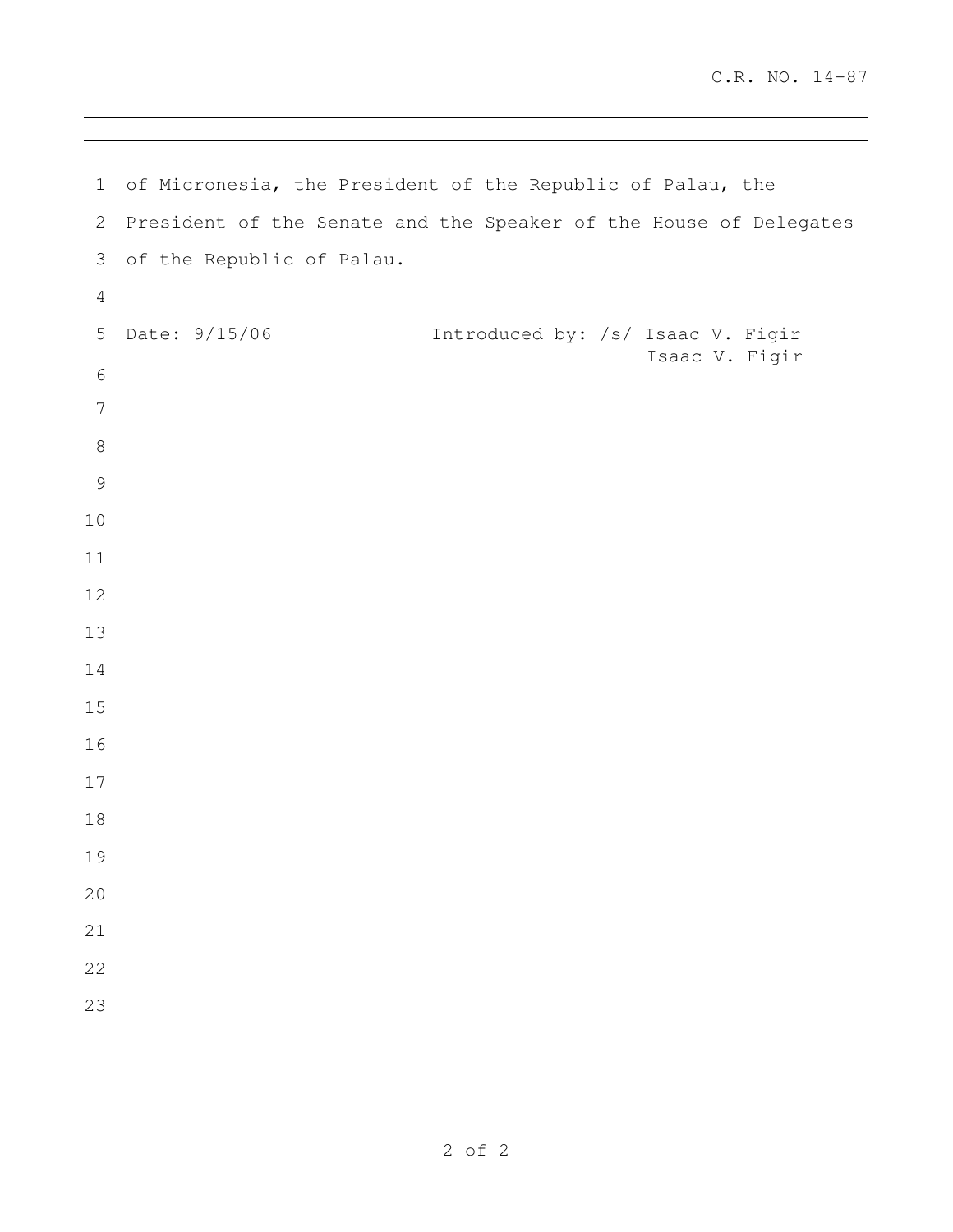of Micronesia, the President of the Republic of Palau, the President of the Senate and the Speaker of the House of Delegates of the Republic of Palau.

Date: 9/15/06

Introduced by: /s/ Isaac V. Figir
Isaac V. Figir